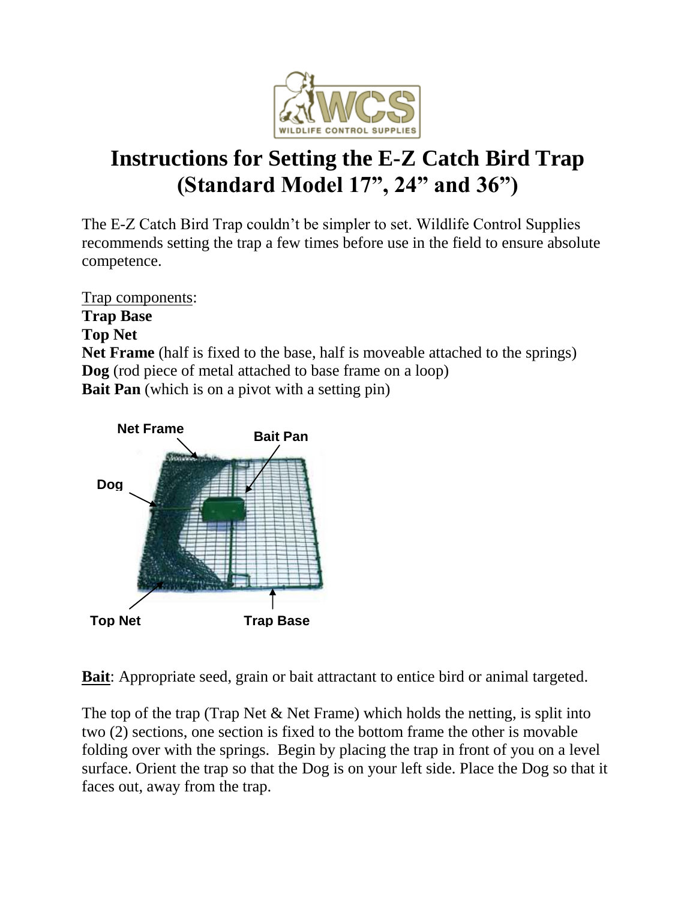# Instructions for Setting the E-Z Catch Bird Trap (Standard Model 17”, 24” and 36”)

The E-Z Catch Bird Trap couldn’t be simpler to set. Wildlife Control Supplies recommends setting the trap a few times before use in the field to ensure absolute competence.

Trap components:
**Trap Base**
**Top Net**
**Net Frame** (half is fixed to the base, half is moveable attached to the springs)
**Dog** (rod piece of metal attached to base frame on a loop)
**Bait Pan** (which is on a pivot with a setting pin)

Net Frame
Bait Pan
Dog
Top Net
Trap Base

**Bait**: Appropriate seed, grain or bait attractant to entice bird or animal targeted.

The top of the trap (Trap Net & Net Frame) which holds the netting, is split into two (2) sections, one section is fixed to the bottom frame the other is movable folding over with the springs. Begin by placing the trap in front of you on a level surface. Orient the trap so that the Dog is on your left side. Place the Dog so that it faces out, away from the trap.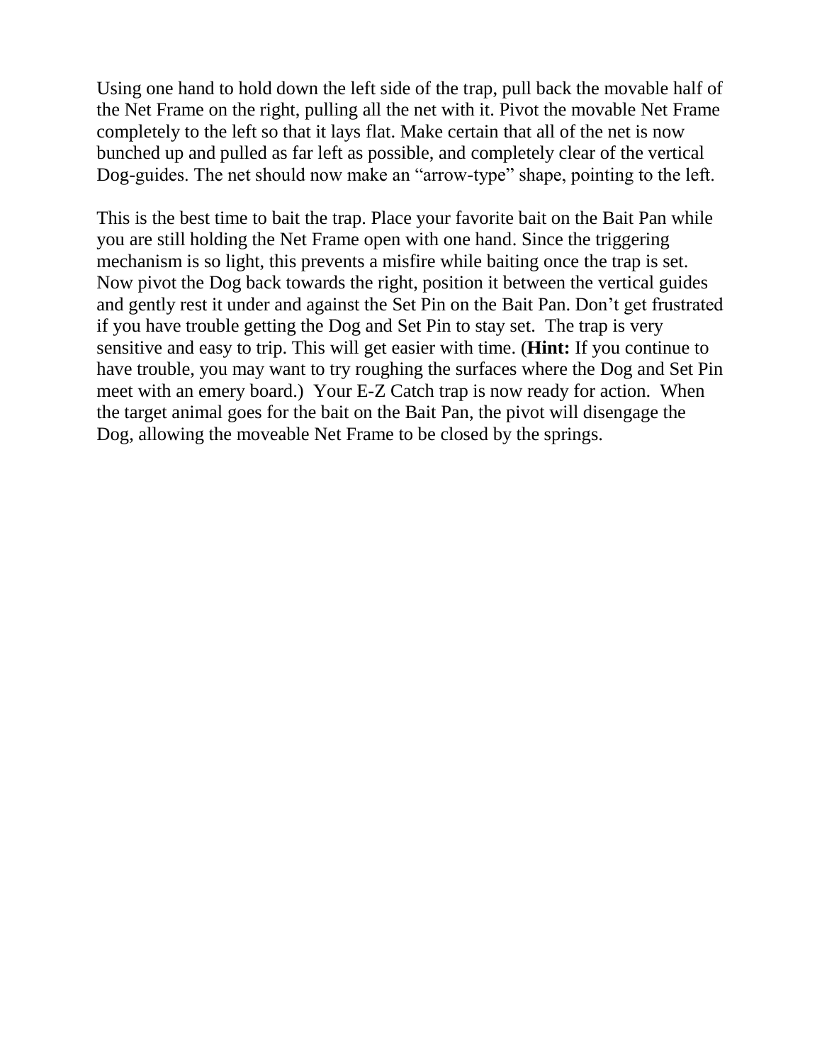Using one hand to hold down the left side of the trap, pull back the movable half of the Net Frame on the right, pulling all the net with it. Pivot the movable Net Frame completely to the left so that it lays flat. Make certain that all of the net is now bunched up and pulled as far left as possible, and completely clear of the vertical Dog-guides. The net should now make an “arrow-type” shape, pointing to the left.

This is the best time to bait the trap. Place your favorite bait on the Bait Pan while you are still holding the Net Frame open with one hand. Since the triggering mechanism is so light, this prevents a misfire while baiting once the trap is set. Now pivot the Dog back towards the right, position it between the vertical guides and gently rest it under and against the Set Pin on the Bait Pan. Don’t get frustrated if you have trouble getting the Dog and Set Pin to stay set. The trap is very sensitive and easy to trip. This will get easier with time. (**Hint:** If you continue to have trouble, you may want to try roughing the surfaces where the Dog and Set Pin meet with an emery board.) Your E-Z Catch trap is now ready for action. When the target animal goes for the bait on the Bait Pan, the pivot will disengage the Dog, allowing the moveable Net Frame to be closed by the springs.